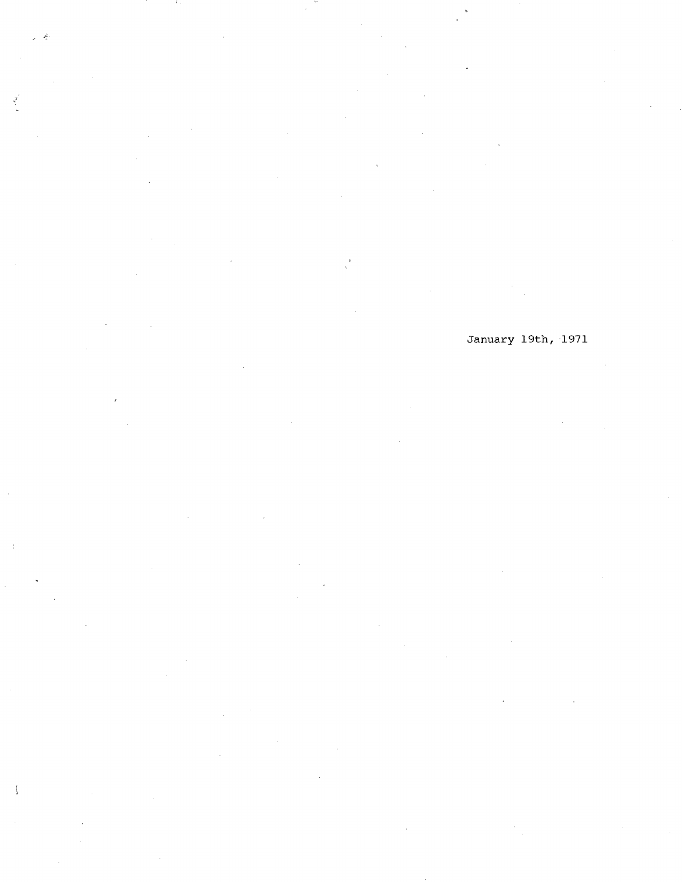January 19th, 1971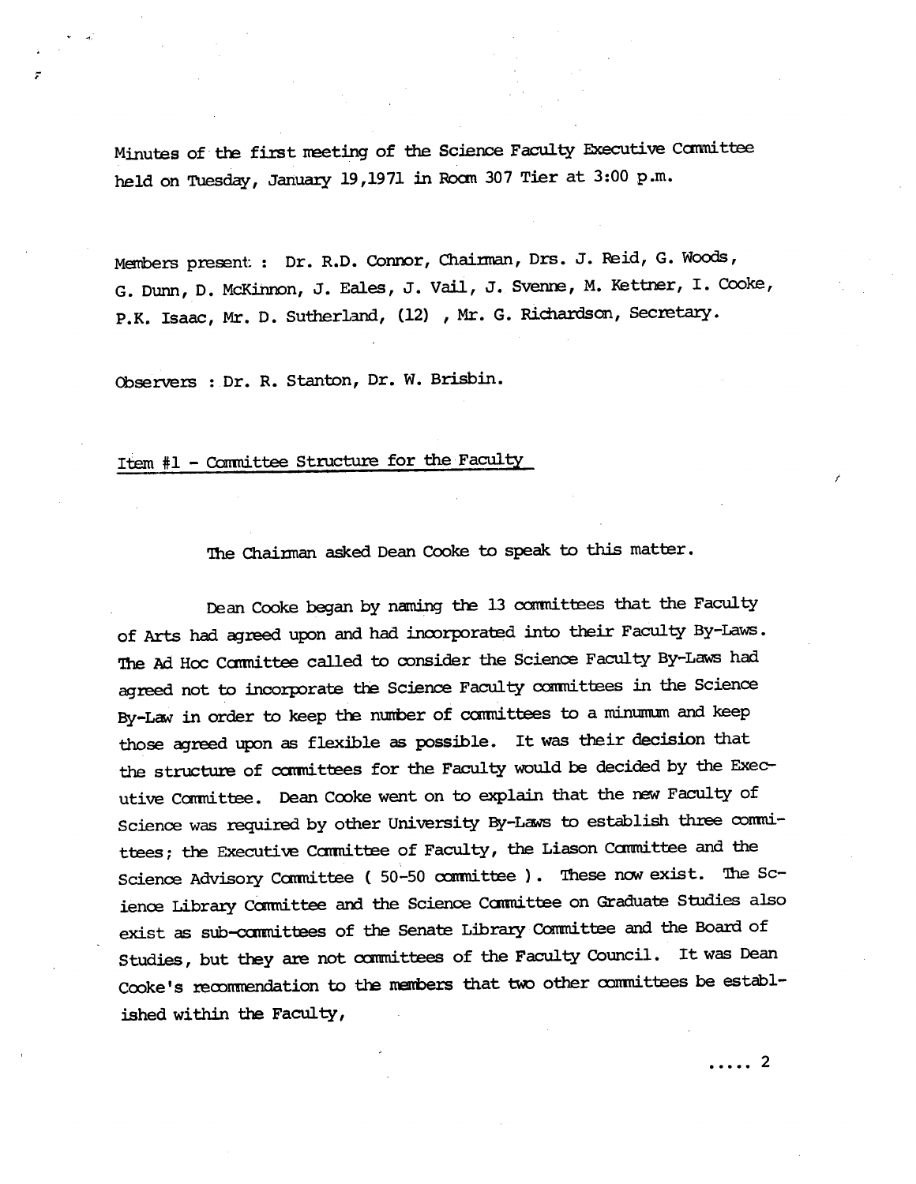Minutes of the first meeting of the Science Faculty Executive Committee held on Tuesday, January 19,1971 in Room 307 Tier at 3:00 p.m.

Members present : Dr. R.D. Connor, Chairman, Drs. J. Reid, G. Woods, G. Dunn, D. McKinnon, J. Eales, J. Vail, J. Svenne, M. Kettner, I. Cooke, P.K. Isaac, Mr. D. Sutherland, (12) , Mr. G. Richardson, Secretary.

Observers : Dr. R. Stanton, Dr. W. Brisbin.

Item #1 - Committee Structure for the Faculty

The Chairman asked Dean Cooke to speak to this matter.

Dean Cooke began by naming the 13 committees that the Faculty of Arts had agreed upon and had incorporated into their Faculty By-Laws. The Ad Hoc Committee called to consider the Science Faculty By-Laws had agreed not to incorporate the Science Faculty committees in the Science By-Law in order to keep the number of committees to a minumum and keep those agreed upon as flexible as possible. It was their decision that the structure of committees for the Faculty would be decided by the Executive Committee. Dean Cooke went on to explain that the new Faculty of Science was required by other University By-Laws to establish three committees; the Executive Committee of Faculty, the Liason Committee and the Science Advisory Committee ( 50-50 committee ). These now exist. The Science Library Committee and the Science Committee on Graduate Studies also exist as sub-committees of the Senate Library Committee and the Board of Studies, but they are not committees of the Faculty Council. It was Dean Cooke's recommendation to the members that two other committees be established within the Faculty,

..... 2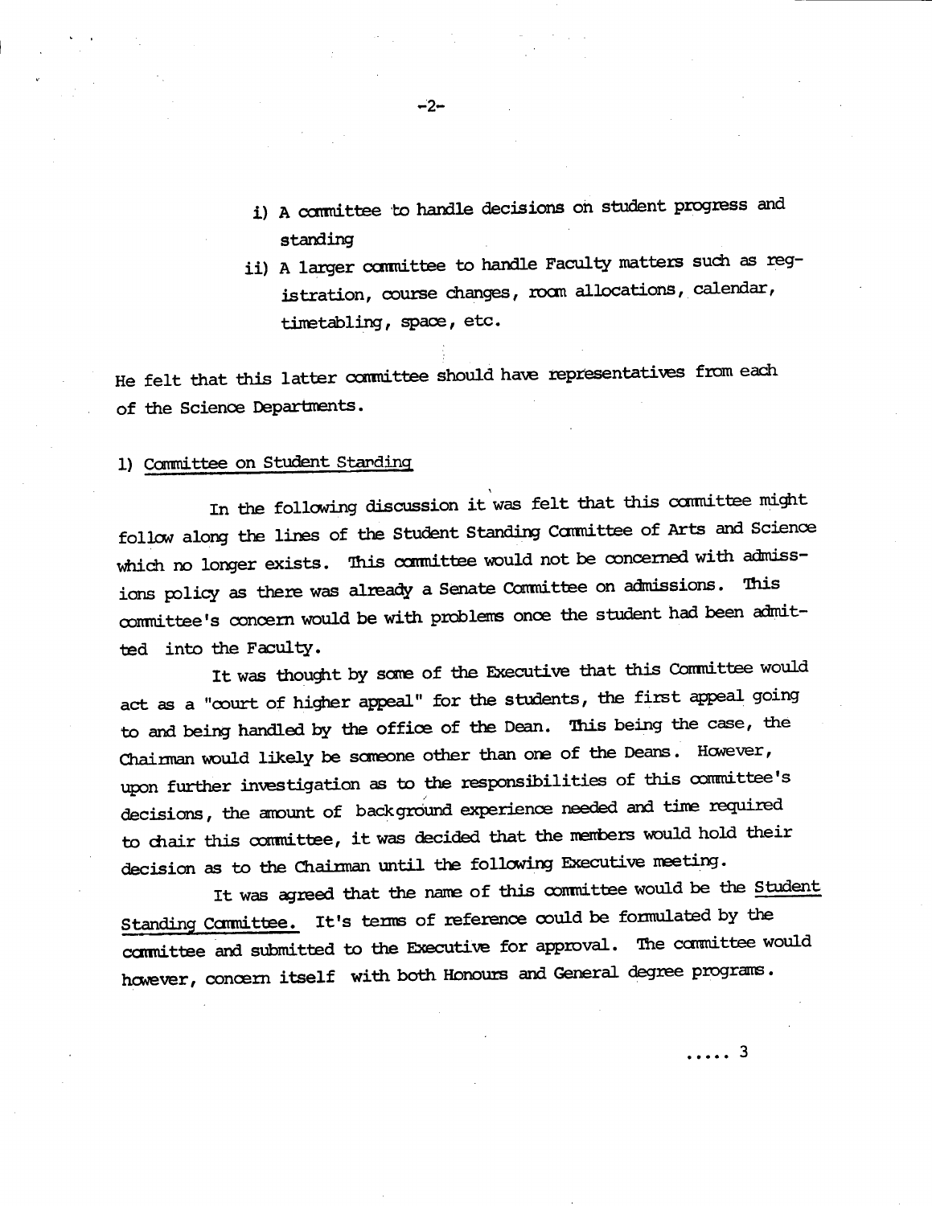i) A committee to handle decisions on student progress and standing

ii) A larger committee to handle Faculty matters such as registration, course changes, room allocations, calendar, timetabling, space, etc.

He felt that this latter committee should have representatives from each of the Science Departments.

1) <u>Committee on Student Standing</u>

In the following discussion it was felt that this committee might follow along the lines of the Student Standing Committee of Arts and Science which no longer exists. This committee would not be concerned with admissions policy as there was already a Senate Committee on admissions. This committee's concern would be with problems once the student had been admitted into the Faculty.

It was thought by some of the Executive that this Committee would act as a "court of higher appeal" for the students, the first appeal going to and being handled by the office of the Dean. This being the case, the Chairman would likely be someone other than one of the Deans. However, upon further investigation as to the responsibilities of this committee's decisions, the amount of background experience needed and time required to chair this committee, it was decided that the members would hold their decision as to the Chairman until the following Executive meeting.

It was agreed that the name of this committee would be the <u>Student Standing Committee.</u> It's terms of reference could be formulated by the committee and submitted to the Executive for approval. The committee would however, concern itself with both Honours and General degree programs.

..... 3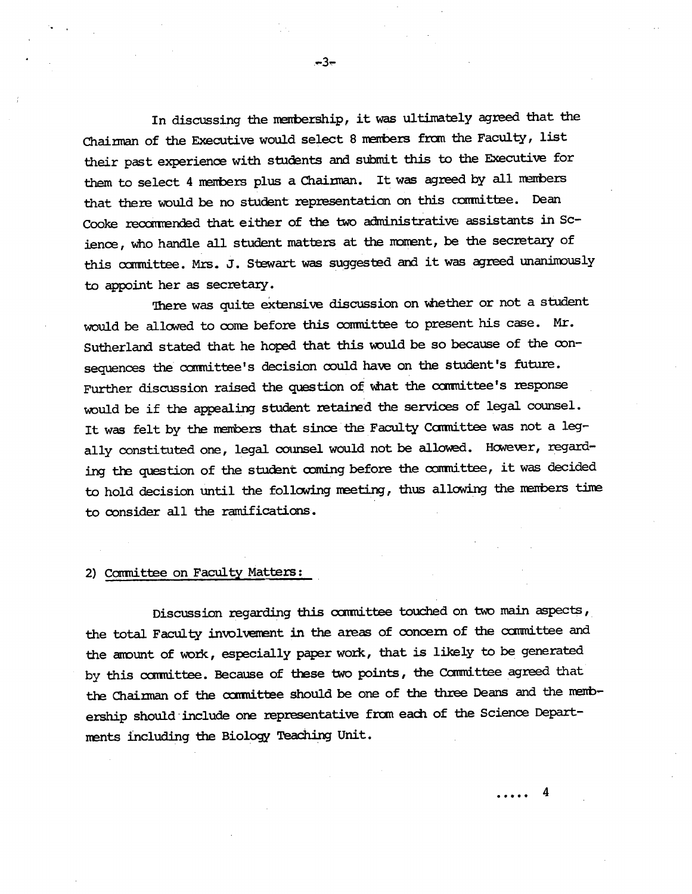In discussing the membership, it was ultimately agreed that the Chairman of the Executive would select 8 members from the Faculty, list their past experience with students and submit this to the Executive for them to select 4 members plus a Chairman. It was agreed by all members that there would be no student representation on this committee. Dean Cooke recommended that either of the two administrative assistants in Science, who handle all student matters at the moment, be the secretary of this committee. Mrs. J. Stewart was suggested and it was agreed unanimously to appoint her as secretary.

There was quite extensive discussion on whether or not a student would be allowed to come before this committee to present his case. Mr. Sutherland stated that he hoped that this would be so because of the consequences the committee's decision could have on the student's future. Further discussion raised the question of what the committee's response would be if the appealing student retained the services of legal counsel. It was felt by the members that since the Faculty Committee was not a legally constituted one, legal counsel would not be allowed. However, regarding the question of the student coming before the committee, it was decided to hold decision until the following meeting, thus allowing the members time to consider all the ramifications.

2) Committee on Faculty Matters:

Discussion regarding this committee touched on two main aspects, the total Faculty involvement in the areas of concern of the committee and the amount of work, especially paper work, that is likely to be generated by this committee. Because of these two points, the Committee agreed that the Chairman of the committee should be one of the three Deans and the membership should include one representative from each of the Science Departments including the Biology Teaching Unit.

..... 4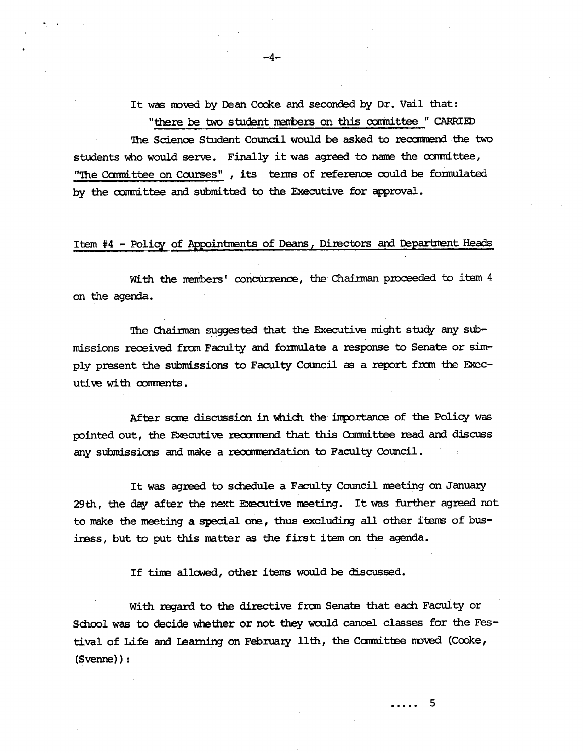It was moved by Dean Cooke and seconded by Dr. Vail that:

"there be two student members on this committee " CARRIED

The Science Student Council would be asked to recommend the two students who would serve. Finally it was agreed to name the committee, "The Committee on Courses" , its terms of reference could be formulated by the committee and submitted to the Executive for approval.

## Item #4 - Policy of Appointments of Deans, Directors and Department Heads

With the members' concurrence, the Chairman proceeded to item 4 on the agenda.

The Chairman suggested that the Executive might study any submissions received from Faculty and formulate a response to Senate or simply present the submissions to Faculty Council as a report from the Executive with comments.

After some discussion in which the importance of the Policy was pointed out, the Executive recommend that this Committee read and discuss any submissions and make a recommendation to Faculty Council.

It was agreed to schedule a Faculty Council meeting on January 29th, the day after the next Executive meeting. It was further agreed not to make the meeting a special one, thus excluding all other items of business, but to put this matter as the first item on the agenda.

If time allowed, other items would be discussed.

With regard to the directive from Senate that each Faculty or School was to decide whether or not they would cancel classes for the Festival of Life and Learning on February 11th, the Committee moved (Cooke, (Svenne)):

..... 5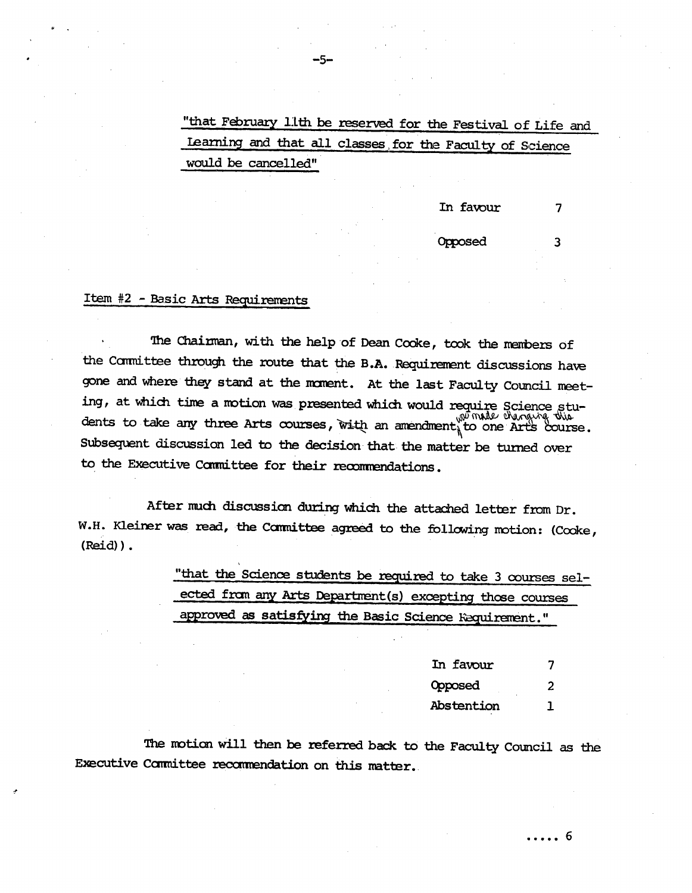"that February 11th be reserved for the Festival of Life and Learning and that all classes for the Faculty of Science would be cancelled"

| | |
|---|---|
| In favour | 7 |
| Opposed | 3 |

## Item #2 - Basic Arts Requirements

The Chairman, with the help of Dean Cooke, took the members of the Committee through the route that the B.A. Requirement discussions have gone and where they stand at the moment. At the last Faculty Council meeting, at which time a motion was presented which would require Science students to take any three Arts courses, with an amendment was made changing this to one Arts course. Subsequent discussion led to the decision that the matter be turned over to the Executive Committee for their recommendations.

After much discussion during which the attached letter from Dr. W.H. Kleiner was read, the Committee agreed to the following motion: (Cooke, (Reid)).

"that the Science students be required to take 3 courses selected from any Arts Department(s) excepting those courses approved as satisfying the Basic Science Requirement."

| | |
|---|---|
| In favour | 7 |
| Opposed | 2 |
| Abstention | 1 |

The motion will then be referred back to the Faculty Council as the Executive Committee recommendation on this matter.

..... 6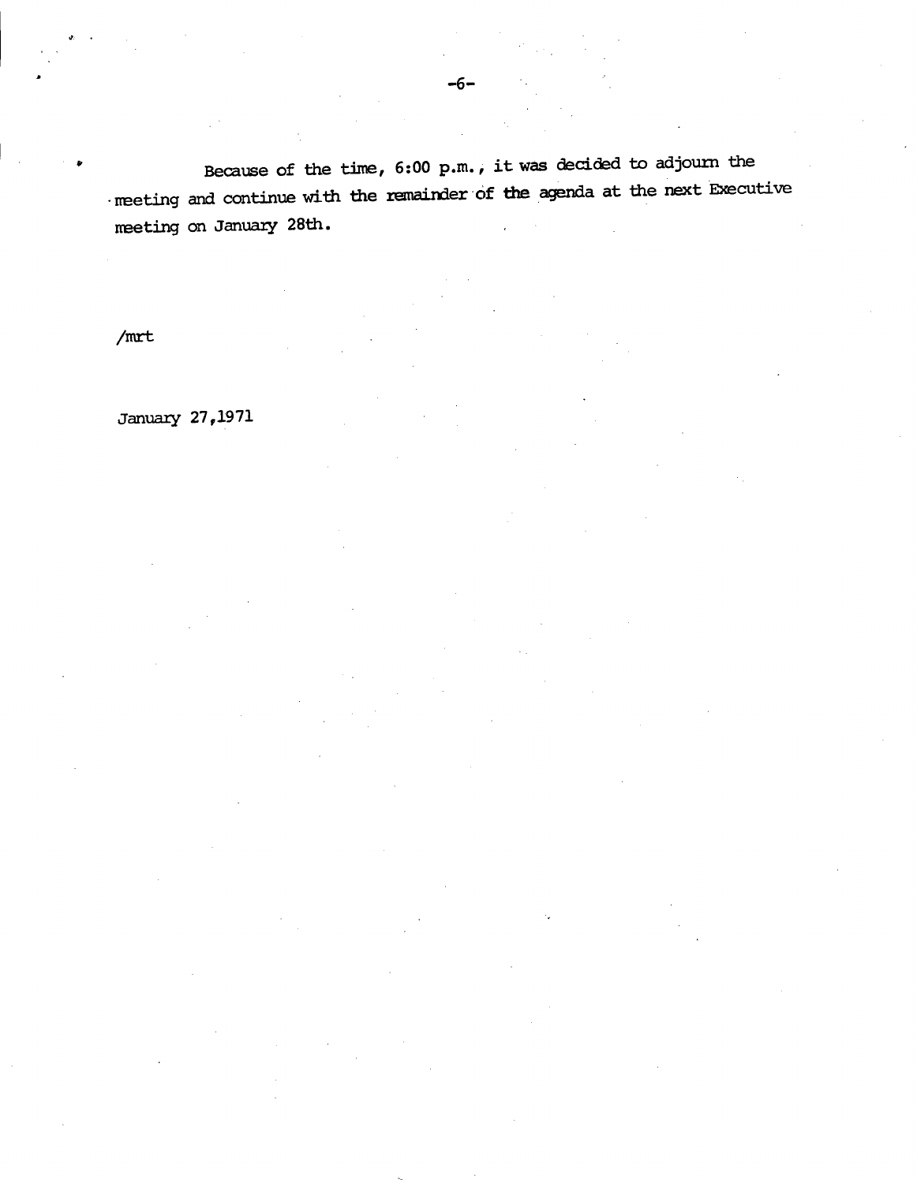Because of the time, 6:00 p.m., it was decided to adjourn the meeting and continue with the remainder of the agenda at the next Executive meeting on January 28th.

/mrt

January 27,1971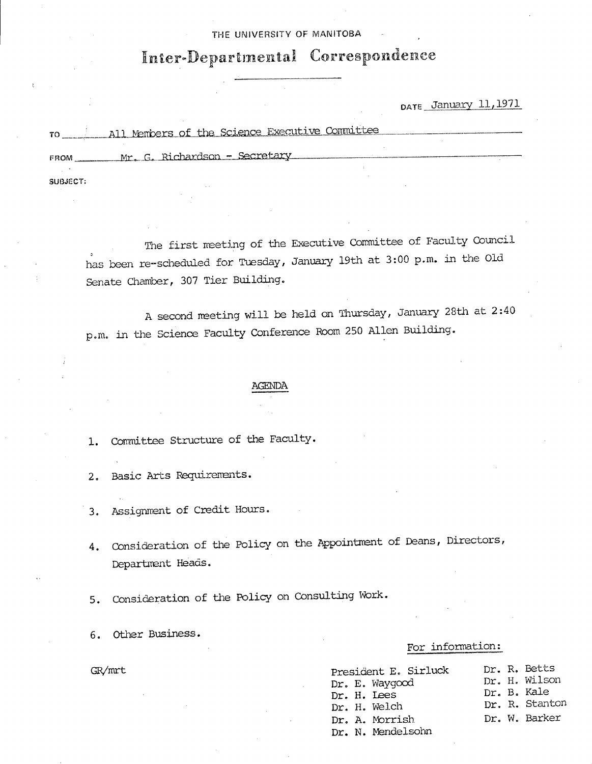THE UNIVERSITY OF MANITOBA

# Inter-Departmental Correspondence

DATE January 11, 1971

TO All Members of the Science Executive Committee

FROM Mr. G. Richardson - Secretary

SUBJECT:

The first meeting of the Executive Committee of Faculty Council has been re-scheduled for Tuesday, January 19th at 3:00 p.m. in the Old Senate Chamber, 307 Tier Building.

A second meeting will be held on Thursday, January 28th at 2:40 p.m. in the Science Faculty Conference Room 250 Allen Building.

## AGENDA

1. Committee Structure of the Faculty.
2. Basic Arts Requirements.
3. Assignment of Credit Hours.
4. Consideration of the Policy on the Appointment of Deans, Directors, Department Heads.
5. Consideration of the Policy on Consulting Work.
6. Other Business.

GR/mrt

For information:

President E. Sirluck
Dr. E. Waygood
Dr. H. Lees
Dr. H. Welch
Dr. A. Morrish
Dr. N. Mendelsohn
Dr. R. Betts
Dr. H. Wilson
Dr. B. Kale
Dr. R. Stanton
Dr. W. Barker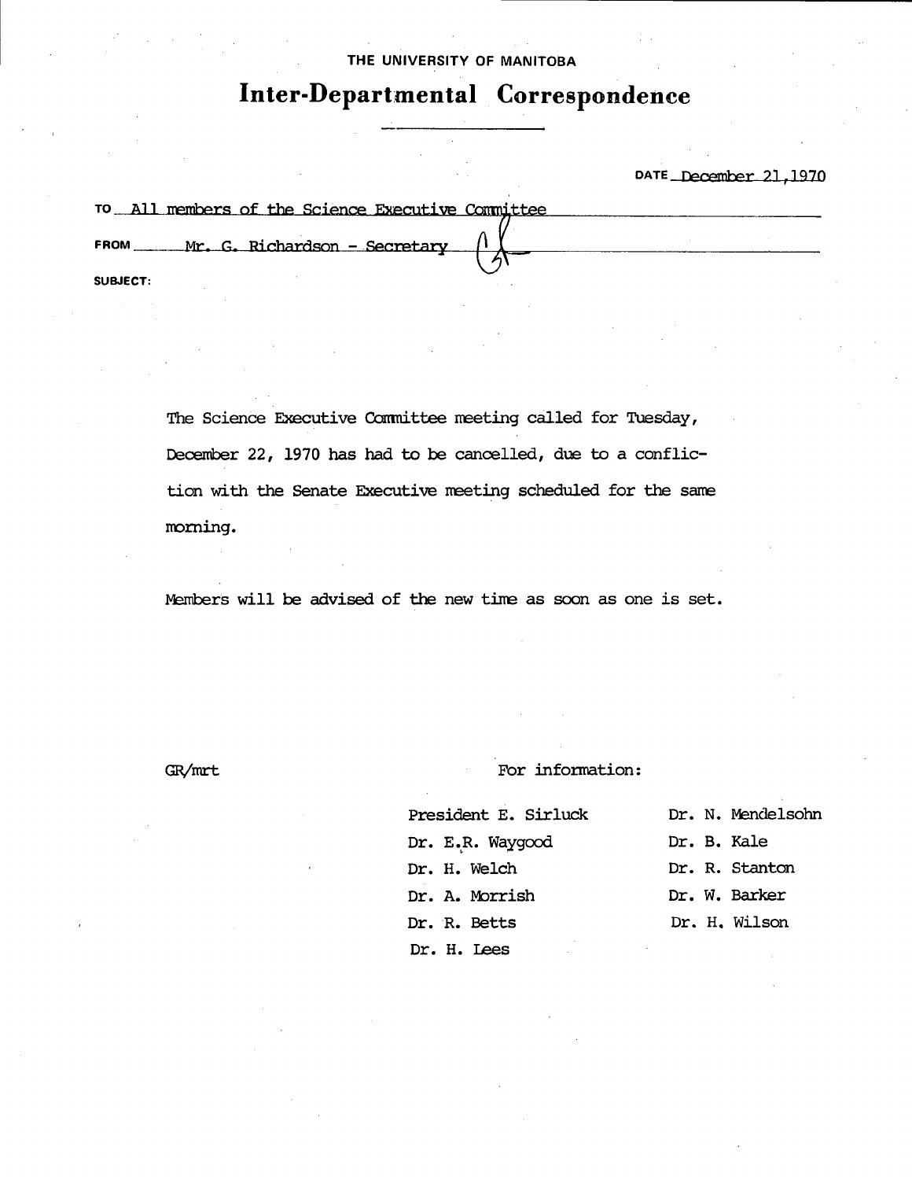THE UNIVERSITY OF MANITOBA

# Inter-Departmental Correspondence

DATE December 21,1970

TO All members of the Science Executive Committee

FROM Mr. G. Richardson - Secretary

SUBJECT:

The Science Executive Committee meeting called for Tuesday, December 22, 1970 has had to be cancelled, due to a conflic-tion with the Senate Executive meeting scheduled for the same morning.

Members will be advised of the new time as soon as one is set.

GR/mrt

For information:

President E. Sirluck
Dr. E.R. Waygood
Dr. H. Welch
Dr. A. Morrish
Dr. R. Betts
Dr. H. Lees
Dr. N. Mendelsohn
Dr. B. Kale
Dr. R. Stanton
Dr. W. Barker
Dr. H. Wilson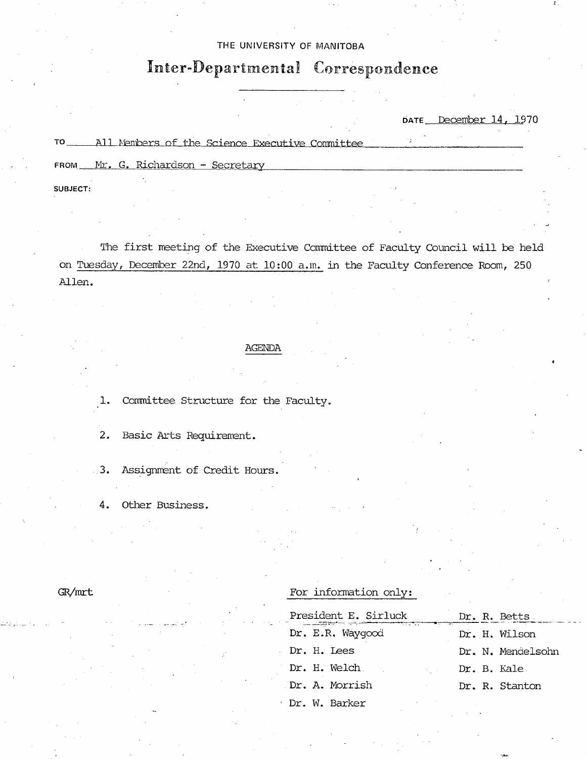THE UNIVERSITY OF MANITOBA

# Inter-Departmental Correspondence

DATE December 14, 1970

TO All Members of the Science Executive Committee

FROM Mr. G. Richardson - Secretary

SUBJECT:

The first meeting of the Executive Committee of Faculty Council will be held on Tuesday, December 22nd, 1970 at 10:00 a.m. in the Faculty Conference Room, 250 Allen.

## AGENDA

1. Committee Structure for the Faculty.
2. Basic Arts Requirement.
3. Assignment of Credit Hours.
4. Other Business.

GR/mrt

For information only:

| | |
|---|---|
| President E. Sirluck | Dr. R. Betts |
| Dr. E.R. Waygood | Dr. H. Wilson |
| Dr. H. Lees | Dr. N. Mendelsohn |
| Dr. H. Welch | Dr. B. Kale |
| Dr. A. Morrish | Dr. R. Stanton |
| Dr. W. Barker | |